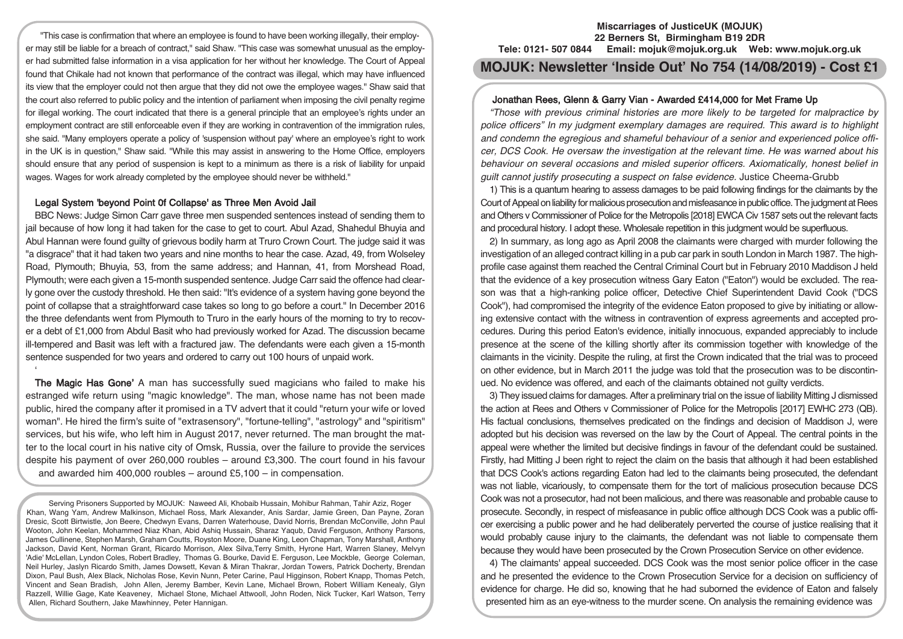"This case is confirmation that where an employee is found to have been working illegally, their employer may still be liable for a breach of contract," said Shaw. "This case was somewhat unusual as the employer had submitted false information in a visa application for her without her knowledge. The Court of Appeal found that Chikale had not known that performance of the contract was illegal, which may have influenced its view that the employer could not then argue that they did not owe the employee wages." Shaw said that the court also referred to public policy and the intention of parliament when imposing the civil penalty regime for illegal working. The court indicated that there is a general principle that an employee's rights under an employment contract are still enforceable even if they are working in contravention of the immigration rules, she said. "Many employers operate a policy of 'suspension without pay' where an employee's right to work in the UK is in question," Shaw said. "While this may assist in answering to the Home Office, employers should ensure that any period of suspension is kept to a minimum as there is a risk of liability for unpaid wages. Wages for work already completed by the employee should never be withheld."

## Legal System 'beyond Point 0f Collapse' as Three Men Avoid Jail

BBC News: Judge Simon Carr gave three men suspended sentences instead of sending them to jail because of how long it had taken for the case to get to court. Abul Azad, Shahedul Bhuyia and Abul Hannan were found guilty of grievous bodily harm at Truro Crown Court. The judge said it was "a disgrace" that it had taken two years and nine months to hear the case. Azad, 49, from Wolseley Road, Plymouth; Bhuyia, 53, from the same address; and Hannan, 41, from Morshead Road, Plymouth; were each given a 15-month suspended sentence. Judge Carr said the offence had clearly gone over the custody threshold. He then said: "It's evidence of a system having gone beyond the point of collapse that a straightforward case takes so long to go before a court." In December 2016 the three defendants went from Plymouth to Truro in the early hours of the morning to try to recover a debt of £1,000 from Abdul Basit who had previously worked for Azad. The discussion became ill-tempered and Basit was left with a fractured jaw. The defendants were each given a 15-month sentence suspended for two years and ordered to carry out 100 hours of unpaid work.

## 'The Magic Has Gone'

A man has successfully sued magicians who failed to make his estranged wife return using "magic knowledge". The man, whose name has not been made public, hired the company after it promised in a TV advert that it could "return your wife or loved woman". He hired the firm's suite of "extrasensory", "fortune-telling", "astrology" and "spiritism" services, but his wife, who left him in August 2017, never returned. The man brought the matter to the local court in his native city of Omsk, Russia, over the failure to provide the services despite his payment of over 260,000 roubles – around £3,300. The court found in his favour and awarded him 400,000 roubles – around £5,100 – in compensation.

Serving Prisoners Supported by MOJUK: Naweed Ali, Khobaib Hussain, Mohibur Rahman, Tahir Aziz, Roger Khan, Wang Yam, Andrew Malkinson, Michael Ross, Mark Alexander, Anis Sardar, Jamie Green, Dan Payne, Zoran Dresic, Scott Birtwistle, Jon Beere, Chedwyn Evans, Darren Waterhouse, David Norris, Brendan McConville, John Paul Wooton, John Keelan, Mohammed Niaz Khan, Abid Ashiq Hussain, Sharaz Yaqub, David Ferguson, Anthony Parsons, James Cullinene, Stephen Marsh, Graham Coutts, Royston Moore, Duane King, Leon Chapman, Tony Marshall, Anthony Jackson, David Kent, Norman Grant, Ricardo Morrison, Alex Silva,Terry Smith, Hyrone Hart, Warren Slaney, Melvyn 'Adie' McLellan, Lyndon Coles, Robert Bradley, Thomas G. Bourke, David E. Ferguson, Lee Mockble, George Coleman, Neil Hurley, Jaslyn Ricardo Smith, James Dowsett, Kevan & Miran Thakrar, Jordan Towers, Patrick Docherty, Brendan Dixon, Paul Bush, Alex Black, Nicholas Rose, Kevin Nunn, Peter Carine, Paul Higginson, Robert Knapp, Thomas Petch, Vincent and Sean Bradish, John Allen, Jeremy Bamber, Kevin Lane, Michael Brown, Robert William Kenealy, Glyn Razzell, Willie Gage, Kate Keaveney, Michael Stone, Michael Attwooll, John Roden, Nick Tucker, Karl Watson, Terry Allen, Richard Southern, Jake Mawhinney, Peter Hannigan.

**Miscarriages of JusticeUK (MOJUK)**
**22 Berners St, Birmingham B19 2DR**
**Tele: 0121- 507 0844 Email: mojuk@mojuk.org.uk Web: www.mojuk.org.uk**

# MOJUK: Newsletter 'Inside Out' No 754 (14/08/2019) - Cost £1

## Jonathan Rees, Glenn & Garry Vian - Awarded £414,000 for Met Frame Up

*"Those with previous criminal histories are more likely to be targeted for malpractice by police officers" In my judgment exemplary damages are required. This award is to highlight and condemn the egregious and shameful behaviour of a senior and experienced police officer, DCS Cook. He oversaw the investigation at the relevant time. He was warned about his behaviour on several occasions and misled superior officers. Axiomatically, honest belief in guilt cannot justify prosecuting a suspect on false evidence.* Justice Cheema-Grubb

1) This is a quantum hearing to assess damages to be paid following findings for the claimants by the Court of Appeal on liability for malicious prosecution and misfeasance in public office. The judgment at Rees and Others v Commissioner of Police for the Metropolis [2018] EWCA Civ 1587 sets out the relevant facts and procedural history. I adopt these. Wholesale repetition in this judgment would be superfluous.

2) In summary, as long ago as April 2008 the claimants were charged with murder following the investigation of an alleged contract killing in a pub car park in south London in March 1987. The high-profile case against them reached the Central Criminal Court but in February 2010 Maddison J held that the evidence of a key prosecution witness Gary Eaton ("Eaton") would be excluded. The reason was that a high-ranking police officer, Detective Chief Superintendent David Cook ("DCS Cook"), had compromised the integrity of the evidence Eaton proposed to give by initiating or allowing extensive contact with the witness in contravention of express agreements and accepted procedures. During this period Eaton's evidence, initially innocuous, expanded appreciably to include presence at the scene of the killing shortly after its commission together with knowledge of the claimants in the vicinity. Despite the ruling, at first the Crown indicated that the trial was to proceed on other evidence, but in March 2011 the judge was told that the prosecution was to be discontinued. No evidence was offered, and each of the claimants obtained not guilty verdicts.

3) They issued claims for damages. After a preliminary trial on the issue of liability Mitting J dismissed the action at Rees and Others v Commissioner of Police for the Metropolis [2017] EWHC 273 (QB). His factual conclusions, themselves predicated on the findings and decision of Maddison J, were adopted but his decision was reversed on the law by the Court of Appeal. The central points in the appeal were whether the limited but decisive findings in favour of the defendant could be sustained. Firstly, had Mitting J been right to reject the claim on the basis that although it had been established that DCS Cook's actions regarding Eaton had led to the claimants being prosecuted, the defendant was not liable, vicariously, to compensate them for the tort of malicious prosecution because DCS Cook was not a prosecutor, had not been malicious, and there was reasonable and probable cause to prosecute. Secondly, in respect of misfeasance in public office although DCS Cook was a public officer exercising a public power and he had deliberately perverted the course of justice realising that it would probably cause injury to the claimants, the defendant was not liable to compensate them because they would have been prosecuted by the Crown Prosecution Service on other evidence.

4) The claimants' appeal succeeded. DCS Cook was the most senior police officer in the case and he presented the evidence to the Crown Prosecution Service for a decision on sufficiency of evidence for charge. He did so, knowing that he had suborned the evidence of Eaton and falsely presented him as an eye-witness to the murder scene. On analysis the remaining evidence was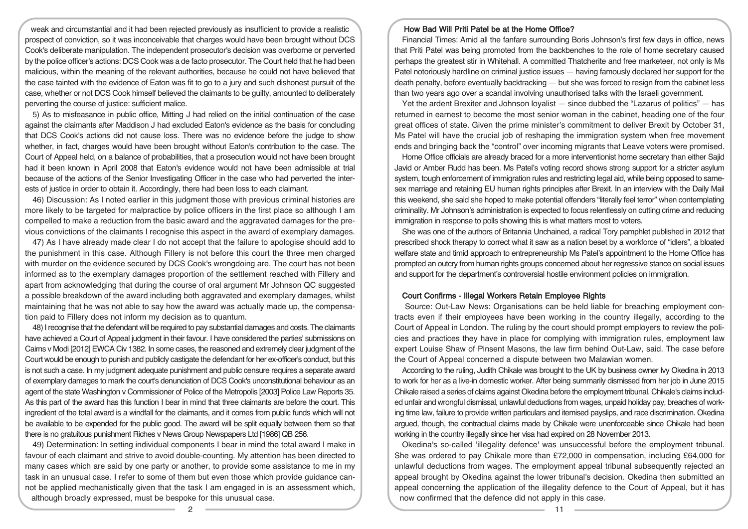weak and circumstantial and it had been rejected previously as insufficient to provide a realistic prospect of conviction, so it was inconceivable that charges would have been brought without DCS Cook's deliberate manipulation. The independent prosecutor's decision was overborne or perverted by the police officer's actions: DCS Cook was a de facto prosecutor. The Court held that he had been malicious, within the meaning of the relevant authorities, because he could not have believed that the case tainted with the evidence of Eaton was fit to go to a jury and such dishonest pursuit of the case, whether or not DCS Cook himself believed the claimants to be guilty, amounted to deliberately perverting the course of justice: sufficient malice.

5) As to misfeasance in public office, Mitting J had relied on the initial continuation of the case against the claimants after Maddison J had excluded Eaton's evidence as the basis for concluding that DCS Cook's actions did not cause loss. There was no evidence before the judge to show whether, in fact, charges would have been brought without Eaton's contribution to the case. The Court of Appeal held, on a balance of probabilities, that a prosecution would not have been brought had it been known in April 2008 that Eaton's evidence would not have been admissible at trial because of the actions of the Senior Investigating Officer in the case who had perverted the interests of justice in order to obtain it. Accordingly, there had been loss to each claimant.

46) Discussion: As I noted earlier in this judgment those with previous criminal histories are more likely to be targeted for malpractice by police officers in the first place so although I am compelled to make a reduction from the basic award and the aggravated damages for the previous convictions of the claimants I recognise this aspect in the award of exemplary damages.

47) As I have already made clear I do not accept that the failure to apologise should add to the punishment in this case. Although Fillery is not before this court the three men charged with murder on the evidence secured by DCS Cook's wrongdoing are. The court has not been informed as to the exemplary damages proportion of the settlement reached with Fillery and apart from acknowledging that during the course of oral argument Mr Johnson QC suggested a possible breakdown of the award including both aggravated and exemplary damages, whilst maintaining that he was not able to say how the award was actually made up, the compensation paid to Fillery does not inform my decision as to quantum.

48) I recognise that the defendant will be required to pay substantial damages and costs. The claimants have achieved a Court of Appeal judgment in their favour. I have considered the parties' submissions on Cairns v Modi [2012] EWCA Civ 1382. In some cases, the reasoned and extremely clear judgment of the Court would be enough to punish and publicly castigate the defendant for her ex-officer's conduct, but this is not such a case. In my judgment adequate punishment and public censure requires a separate award of exemplary damages to mark the court's denunciation of DCS Cook's unconstitutional behaviour as an agent of the state Washington v Commissioner of Police of the Metropolis [2003] Police Law Reports 35. As this part of the award has this function I bear in mind that three claimants are before the court. This ingredient of the total award is a windfall for the claimants, and it comes from public funds which will not be available to be expended for the public good. The award will be split equally between them so that there is no gratuitous punishment Riches v News Group Newspapers Ltd [1986] QB 256.

49) Determination: In setting individual components I bear in mind the total award I make in favour of each claimant and strive to avoid double-counting. My attention has been directed to many cases which are said by one party or another, to provide some assistance to me in my task in an unusual case. I refer to some of them but even those which provide guidance cannot be applied mechanistically given that the task I am engaged in is an assessment which, although broadly expressed, must be bespoke for this unusual case.

## How Bad Will Priti Patel be at the Home Office?

Financial Times: Amid all the fanfare surrounding Boris Johnson's first few days in office, news that Priti Patel was being promoted from the backbenches to the role of home secretary caused perhaps the greatest stir in Whitehall. A committed Thatcherite and free marketeer, not only is Ms Patel notoriously hardline on criminal justice issues — having famously declared her support for the death penalty, before eventually backtracking — but she was forced to resign from the cabinet less than two years ago over a scandal involving unauthorised talks with the Israeli government.

Yet the ardent Brexiter and Johnson loyalist — since dubbed the "Lazarus of politics" — has returned in earnest to become the most senior woman in the cabinet, heading one of the four great offices of state. Given the prime minister's commitment to deliver Brexit by October 31, Ms Patel will have the crucial job of reshaping the immigration system when free movement ends and bringing back the "control" over incoming migrants that Leave voters were promised.

Home Office officials are already braced for a more interventionist home secretary than either Sajid Javid or Amber Rudd has been. Ms Patel's voting record shows strong support for a stricter asylum system, tough enforcement of immigration rules and restricting legal aid, while being opposed to same-sex marriage and retaining EU human rights principles after Brexit. In an interview with the Daily Mail this weekend, she said she hoped to make potential offenders "literally feel terror" when contemplating criminality. Mr Johnson's administration is expected to focus relentlessly on cutting crime and reducing immigration in response to polls showing this is what matters most to voters.

She was one of the authors of Britannia Unchained, a radical Tory pamphlet published in 2012 that prescribed shock therapy to correct what it saw as a nation beset by a workforce of "idlers", a bloated welfare state and timid approach to entrepreneurship Ms Patel's appointment to the Home Office has prompted an outcry from human rights groups concerned about her regressive stance on social issues and support for the department's controversial hostile environment policies on immigration.

## Court Confirms - Illegal Workers Retain Employee Rights

Source: Out-Law News: Organisations can be held liable for breaching employment contracts even if their employees have been working in the country illegally, according to the Court of Appeal in London. The ruling by the court should prompt employers to review the policies and practices they have in place for complying with immigration rules, employment law expert Louise Shaw of Pinsent Masons, the law firm behind Out-Law, said. The case before the Court of Appeal concerned a dispute between two Malawian women.

According to the ruling, Judith Chikale was brought to the UK by business owner Ivy Okedina in 2013 to work for her as a live-in domestic worker. After being summarily dismissed from her job in June 2015 Chikale raised a series of claims against Okedina before the employment tribunal. Chikale's claims included unfair and wrongful dismissal, unlawful deductions from wages, unpaid holiday pay, breaches of working time law, failure to provide written particulars and itemised payslips, and race discrimination. Okedina argued, though, the contractual claims made by Chikale were unenforceable since Chikale had been working in the country illegally since her visa had expired on 28 November 2013.

Okedina's so-called 'illegality defence' was unsuccessful before the employment tribunal. She was ordered to pay Chikale more than £72,000 in compensation, including £64,000 for unlawful deductions from wages. The employment appeal tribunal subsequently rejected an appeal brought by Okedina against the lower tribunal's decision. Okedina then submitted an appeal concerning the application of the illegality defence to the Court of Appeal, but it has now confirmed that the defence did not apply in this case.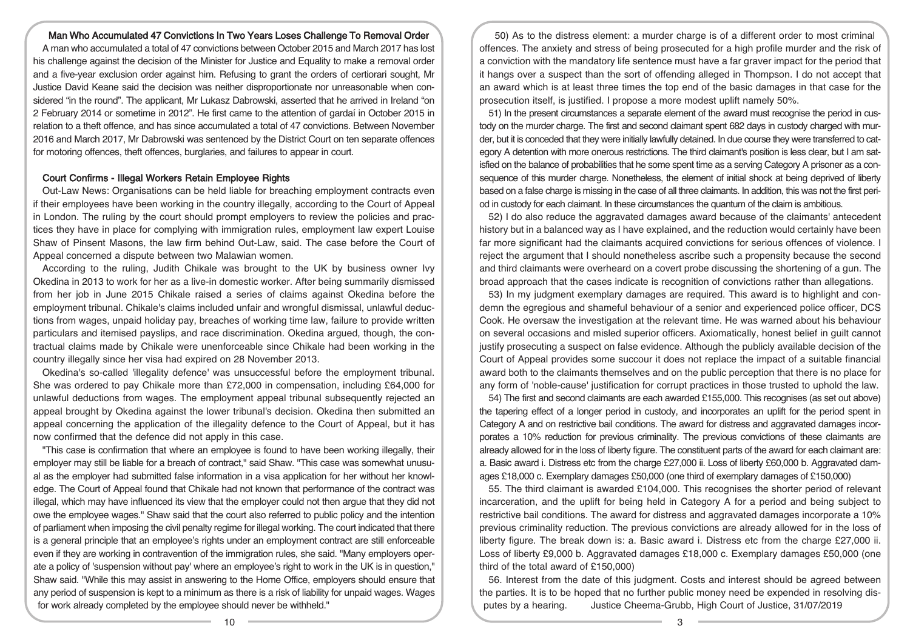## Man Who Accumulated 47 Convictions In Two Years Loses Challenge To Removal Order

A man who accumulated a total of 47 convictions between October 2015 and March 2017 has lost his challenge against the decision of the Minister for Justice and Equality to make a removal order and a five-year exclusion order against him. Refusing to grant the orders of certiorari sought, Mr Justice David Keane said the decision was neither disproportionate nor unreasonable when considered "in the round". The applicant, Mr Lukasz Dabrowski, asserted that he arrived in Ireland "on 2 February 2014 or sometime in 2012". He first came to the attention of gardaí in October 2015 in relation to a theft offence, and has since accumulated a total of 47 convictions. Between November 2016 and March 2017, Mr Dabrowski was sentenced by the District Court on ten separate offences for motoring offences, theft offences, burglaries, and failures to appear in court.

## Court Confirms - Illegal Workers Retain Employee Rights

Out-Law News: Organisations can be held liable for breaching employment contracts even if their employees have been working in the country illegally, according to the Court of Appeal in London. The ruling by the court should prompt employers to review the policies and practices they have in place for complying with immigration rules, employment law expert Louise Shaw of Pinsent Masons, the law firm behind Out-Law, said. The case before the Court of Appeal concerned a dispute between two Malawian women.

According to the ruling, Judith Chikale was brought to the UK by business owner Ivy Okedina in 2013 to work for her as a live-in domestic worker. After being summarily dismissed from her job in June 2015 Chikale raised a series of claims against Okedina before the employment tribunal. Chikale's claims included unfair and wrongful dismissal, unlawful deductions from wages, unpaid holiday pay, breaches of working time law, failure to provide written particulars and itemised payslips, and race discrimination. Okedina argued, though, the contractual claims made by Chikale were unenforceable since Chikale had been working in the country illegally since her visa had expired on 28 November 2013.

Okedina's so-called 'illegality defence' was unsuccessful before the employment tribunal. She was ordered to pay Chikale more than £72,000 in compensation, including £64,000 for unlawful deductions from wages. The employment appeal tribunal subsequently rejected an appeal brought by Okedina against the lower tribunal's decision. Okedina then submitted an appeal concerning the application of the illegality defence to the Court of Appeal, but it has now confirmed that the defence did not apply in this case.

"This case is confirmation that where an employee is found to have been working illegally, their employer may still be liable for a breach of contract," said Shaw. "This case was somewhat unusual as the employer had submitted false information in a visa application for her without her knowledge. The Court of Appeal found that Chikale had not known that performance of the contract was illegal, which may have influenced its view that the employer could not then argue that they did not owe the employee wages." Shaw said that the court also referred to public policy and the intention of parliament when imposing the civil penalty regime for illegal working. The court indicated that there is a general principle that an employee's rights under an employment contract are still enforceable even if they are working in contravention of the immigration rules, she said. "Many employers operate a policy of 'suspension without pay' where an employee's right to work in the UK is in question," Shaw said. "While this may assist in answering to the Home Office, employers should ensure that any period of suspension is kept to a minimum as there is a risk of liability for unpaid wages. Wages for work already completed by the employee should never be withheld."

50) As to the distress element: a murder charge is of a different order to most criminal offences. The anxiety and stress of being prosecuted for a high profile murder and the risk of a conviction with the mandatory life sentence must have a far graver impact for the period that it hangs over a suspect than the sort of offending alleged in Thompson. I do not accept that an award which is at least three times the top end of the basic damages in that case for the prosecution itself, is justified. I propose a more modest uplift namely 50%.

51) In the present circumstances a separate element of the award must recognise the period in custody on the murder charge. The first and second claimant spent 682 days in custody charged with murder, but it is conceded that they were initially lawfully detained. In due course they were transferred to category A detention with more onerous restrictions. The third claimant's position is less clear, but I am satisfied on the balance of probabilities that he some spent time as a serving Category A prisoner as a consequence of this murder charge. Nonetheless, the element of initial shock at being deprived of liberty based on a false charge is missing in the case of all three claimants. In addition, this was not the first period in custody for each claimant. In these circumstances the quantum of the claim is ambitious.

52) I do also reduce the aggravated damages award because of the claimants' antecedent history but in a balanced way as I have explained, and the reduction would certainly have been far more significant had the claimants acquired convictions for serious offences of violence. I reject the argument that I should nonetheless ascribe such a propensity because the second and third claimants were overheard on a covert probe discussing the shortening of a gun. The broad approach that the cases indicate is recognition of convictions rather than allegations.

53) In my judgment exemplary damages are required. This award is to highlight and condemn the egregious and shameful behaviour of a senior and experienced police officer, DCS Cook. He oversaw the investigation at the relevant time. He was warned about his behaviour on several occasions and misled superior officers. Axiomatically, honest belief in guilt cannot justify prosecuting a suspect on false evidence. Although the publicly available decision of the Court of Appeal provides some succour it does not replace the impact of a suitable financial award both to the claimants themselves and on the public perception that there is no place for any form of 'noble-cause' justification for corrupt practices in those trusted to uphold the law.

54) The first and second claimants are each awarded £155,000. This recognises (as set out above) the tapering effect of a longer period in custody, and incorporates an uplift for the period spent in Category A and on restrictive bail conditions. The award for distress and aggravated damages incorporates a 10% reduction for previous criminality. The previous convictions of these claimants are already allowed for in the loss of liberty figure. The constituent parts of the award for each claimant are: a. Basic award i. Distress etc from the charge £27,000 ii. Loss of liberty £60,000 b. Aggravated damages £18,000 c. Exemplary damages £50,000 (one third of exemplary damages of £150,000)

55. The third claimant is awarded £104,000. This recognises the shorter period of relevant incarceration, and the uplift for being held in Category A for a period and being subject to restrictive bail conditions. The award for distress and aggravated damages incorporate a 10% previous criminality reduction. The previous convictions are already allowed for in the loss of liberty figure. The break down is: a. Basic award i. Distress etc from the charge £27,000 ii. Loss of liberty £9,000 b. Aggravated damages £18,000 c. Exemplary damages £50,000 (one third of the total award of £150,000)

56. Interest from the date of this judgment. Costs and interest should be agreed between the parties. It is to be hoped that no further public money need be expended in resolving disputes by a hearing. Justice Cheema-Grubb, High Court of Justice, 31/07/2019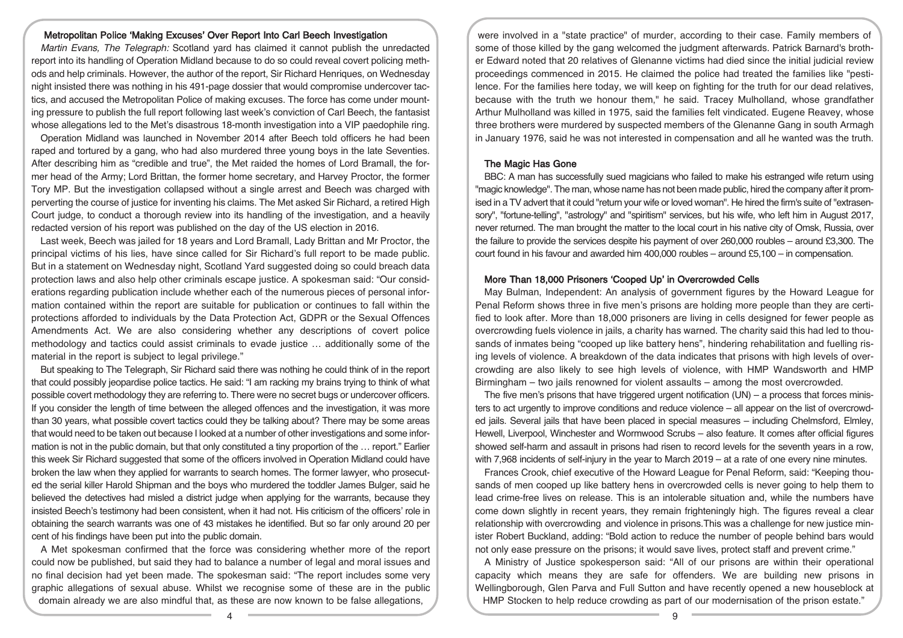### Metropolitan Police 'Making Excuses' Over Report Into Carl Beech Investigation

*Martin Evans, The Telegraph:* Scotland yard has claimed it cannot publish the unredacted report into its handling of Operation Midland because to do so could reveal covert policing methods and help criminals. However, the author of the report, Sir Richard Henriques, on Wednesday night insisted there was nothing in his 491-page dossier that would compromise undercover tactics, and accused the Metropolitan Police of making excuses. The force has come under mounting pressure to publish the full report following last week's conviction of Carl Beech, the fantasist whose allegations led to the Met's disastrous 18-month investigation into a VIP paedophile ring.

Operation Midland was launched in November 2014 after Beech told officers he had been raped and tortured by a gang, who had also murdered three young boys in the late Seventies. After describing him as "credible and true", the Met raided the homes of Lord Bramall, the former head of the Army; Lord Brittan, the former home secretary, and Harvey Proctor, the former Tory MP. But the investigation collapsed without a single arrest and Beech was charged with perverting the course of justice for inventing his claims. The Met asked Sir Richard, a retired High Court judge, to conduct a thorough review into its handling of the investigation, and a heavily redacted version of his report was published on the day of the US election in 2016.

Last week, Beech was jailed for 18 years and Lord Bramall, Lady Brittan and Mr Proctor, the principal victims of his lies, have since called for Sir Richard's full report to be made public. But in a statement on Wednesday night, Scotland Yard suggested doing so could breach data protection laws and also help other criminals escape justice. A spokesman said: "Our considerations regarding publication include whether each of the numerous pieces of personal information contained within the report are suitable for publication or continues to fall within the protections afforded to individuals by the Data Protection Act, GDPR or the Sexual Offences Amendments Act. We are also considering whether any descriptions of covert police methodology and tactics could assist criminals to evade justice … additionally some of the material in the report is subject to legal privilege."

But speaking to The Telegraph, Sir Richard said there was nothing he could think of in the report that could possibly jeopardise police tactics. He said: "I am racking my brains trying to think of what possible covert methodology they are referring to. There were no secret bugs or undercover officers. If you consider the length of time between the alleged offences and the investigation, it was more than 30 years, what possible covert tactics could they be talking about? There may be some areas that would need to be taken out because I looked at a number of other investigations and some information is not in the public domain, but that only constituted a tiny proportion of the … report." Earlier this week Sir Richard suggested that some of the officers involved in Operation Midland could have broken the law when they applied for warrants to search homes. The former lawyer, who prosecuted the serial killer Harold Shipman and the boys who murdered the toddler James Bulger, said he believed the detectives had misled a district judge when applying for the warrants, because they insisted Beech's testimony had been consistent, when it had not. His criticism of the officers' role in obtaining the search warrants was one of 43 mistakes he identified. But so far only around 20 per cent of his findings have been put into the public domain.

A Met spokesman confirmed that the force was considering whether more of the report could now be published, but said they had to balance a number of legal and moral issues and no final decision had yet been made. The spokesman said: "The report includes some very graphic allegations of sexual abuse. Whilst we recognise some of these are in the public domain already we are also mindful that, as these are now known to be false allegations,

were involved in a "state practice" of murder, according to their case. Family members of some of those killed by the gang welcomed the judgment afterwards. Patrick Barnard's brother Edward noted that 20 relatives of Glenanne victims had died since the initial judicial review proceedings commenced in 2015. He claimed the police had treated the families like "pestilence. For the families here today, we will keep on fighting for the truth for our dead relatives, because with the truth we honour them," he said. Tracey Mulholland, whose grandfather Arthur Mulholland was killed in 1975, said the families felt vindicated. Eugene Reavey, whose three brothers were murdered by suspected members of the Glenanne Gang in south Armagh in January 1976, said he was not interested in compensation and all he wanted was the truth.

### The Magic Has Gone

BBC: A man has successfully sued magicians who failed to make his estranged wife return using "magic knowledge". The man, whose name has not been made public, hired the company after it promised in a TV advert that it could "return your wife or loved woman". He hired the firm's suite of "extrasensory", "fortune-telling", "astrology" and "spiritism" services, but his wife, who left him in August 2017, never returned. The man brought the matter to the local court in his native city of Omsk, Russia, over the failure to provide the services despite his payment of over 260,000 roubles – around £3,300. The court found in his favour and awarded him 400,000 roubles – around £5,100 – in compensation.

### More Than 18,000 Prisoners 'Cooped Up' in Overcrowded Cells

May Bulman, Independent: An analysis of government figures by the Howard League for Penal Reform shows three in five men's prisons are holding more people than they are certified to look after. More than 18,000 prisoners are living in cells designed for fewer people as overcrowding fuels violence in jails, a charity has warned. The charity said this had led to thousands of inmates being "cooped up like battery hens", hindering rehabilitation and fuelling rising levels of violence. A breakdown of the data indicates that prisons with high levels of overcrowding are also likely to see high levels of violence, with HMP Wandsworth and HMP Birmingham – two jails renowned for violent assaults – among the most overcrowded.

The five men's prisons that have triggered urgent notification (UN) – a process that forces ministers to act urgently to improve conditions and reduce violence – all appear on the list of overcrowded jails. Several jails that have been placed in special measures – including Chelmsford, Elmley, Hewell, Liverpool, Winchester and Wormwood Scrubs – also feature. It comes after official figures showed self-harm and assault in prisons had risen to record levels for the seventh years in a row, with 7,968 incidents of self-injury in the year to March 2019 – at a rate of one every nine minutes.

Frances Crook, chief executive of the Howard League for Penal Reform, said: "Keeping thousands of men cooped up like battery hens in overcrowded cells is never going to help them to lead crime-free lives on release. This is an intolerable situation and, while the numbers have come down slightly in recent years, they remain frighteningly high. The figures reveal a clear relationship with overcrowding and violence in prisons.This was a challenge for new justice minister Robert Buckland, adding: "Bold action to reduce the number of people behind bars would not only ease pressure on the prisons; it would save lives, protect staff and prevent crime."

A Ministry of Justice spokesperson said: "All of our prisons are within their operational capacity which means they are safe for offenders. We are building new prisons in Wellingborough, Glen Parva and Full Sutton and have recently opened a new houseblock at HMP Stocken to help reduce crowding as part of our modernisation of the prison estate."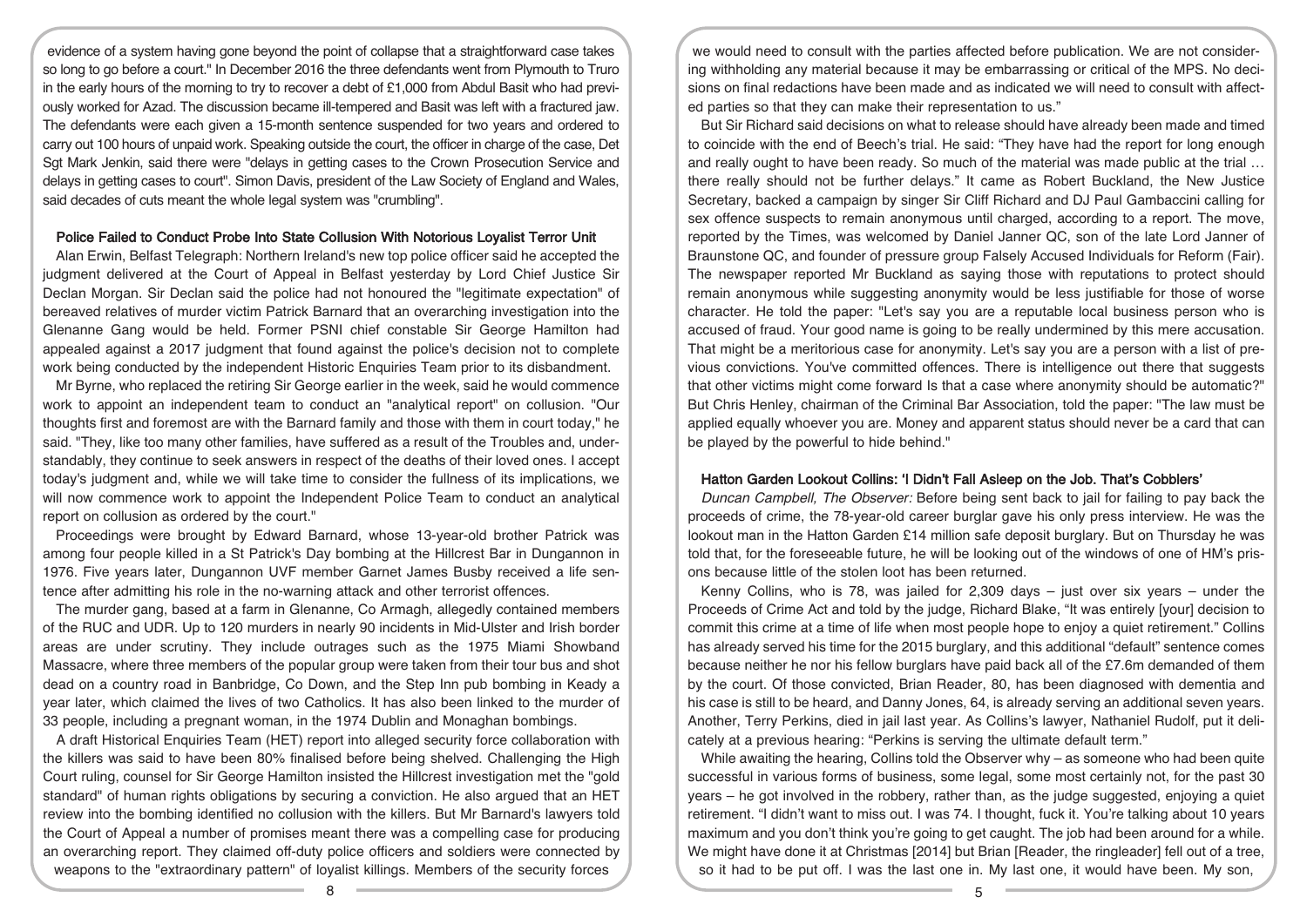evidence of a system having gone beyond the point of collapse that a straightforward case takes so long to go before a court." In December 2016 the three defendants went from Plymouth to Truro in the early hours of the morning to try to recover a debt of £1,000 from Abdul Basit who had previously worked for Azad. The discussion became ill-tempered and Basit was left with a fractured jaw. The defendants were each given a 15-month sentence suspended for two years and ordered to carry out 100 hours of unpaid work. Speaking outside the court, the officer in charge of the case, Det Sgt Mark Jenkin, said there were "delays in getting cases to the Crown Prosecution Service and delays in getting cases to court". Simon Davis, president of the Law Society of England and Wales, said decades of cuts meant the whole legal system was "crumbling".

### Police Failed to Conduct Probe Into State Collusion With Notorious Loyalist Terror Unit

Alan Erwin, Belfast Telegraph: Northern Ireland's new top police officer said he accepted the judgment delivered at the Court of Appeal in Belfast yesterday by Lord Chief Justice Sir Declan Morgan. Sir Declan said the police had not honoured the "legitimate expectation" of bereaved relatives of murder victim Patrick Barnard that an overarching investigation into the Glenanne Gang would be held. Former PSNI chief constable Sir George Hamilton had appealed against a 2017 judgment that found against the police's decision not to complete work being conducted by the independent Historic Enquiries Team prior to its disbandment.

Mr Byrne, who replaced the retiring Sir George earlier in the week, said he would commence work to appoint an independent team to conduct an "analytical report" on collusion. "Our thoughts first and foremost are with the Barnard family and those with them in court today," he said. "They, like too many other families, have suffered as a result of the Troubles and, understandably, they continue to seek answers in respect of the deaths of their loved ones. I accept today's judgment and, while we will take time to consider the fullness of its implications, we will now commence work to appoint the Independent Police Team to conduct an analytical report on collusion as ordered by the court."

Proceedings were brought by Edward Barnard, whose 13-year-old brother Patrick was among four people killed in a St Patrick's Day bombing at the Hillcrest Bar in Dungannon in 1976. Five years later, Dungannon UVF member Garnet James Busby received a life sentence after admitting his role in the no-warning attack and other terrorist offences.

The murder gang, based at a farm in Glenanne, Co Armagh, allegedly contained members of the RUC and UDR. Up to 120 murders in nearly 90 incidents in Mid-Ulster and Irish border areas are under scrutiny. They include outrages such as the 1975 Miami Showband Massacre, where three members of the popular group were taken from their tour bus and shot dead on a country road in Banbridge, Co Down, and the Step Inn pub bombing in Keady a year later, which claimed the lives of two Catholics. It has also been linked to the murder of 33 people, including a pregnant woman, in the 1974 Dublin and Monaghan bombings.

A draft Historical Enquiries Team (HET) report into alleged security force collaboration with the killers was said to have been 80% finalised before being shelved. Challenging the High Court ruling, counsel for Sir George Hamilton insisted the Hillcrest investigation met the "gold standard" of human rights obligations by securing a conviction. He also argued that an HET review into the bombing identified no collusion with the killers. But Mr Barnard's lawyers told the Court of Appeal a number of promises meant there was a compelling case for producing an overarching report. They claimed off-duty police officers and soldiers were connected by weapons to the "extraordinary pattern" of loyalist killings. Members of the security forces

we would need to consult with the parties affected before publication. We are not considering withholding any material because it may be embarrassing or critical of the MPS. No decisions on final redactions have been made and as indicated we will need to consult with affected parties so that they can make their representation to us."

But Sir Richard said decisions on what to release should have already been made and timed to coincide with the end of Beech's trial. He said: "They have had the report for long enough and really ought to have been ready. So much of the material was made public at the trial … there really should not be further delays." It came as Robert Buckland, the New Justice Secretary, backed a campaign by singer Sir Cliff Richard and DJ Paul Gambaccini calling for sex offence suspects to remain anonymous until charged, according to a report. The move, reported by the Times, was welcomed by Daniel Janner QC, son of the late Lord Janner of Braunstone QC, and founder of pressure group Falsely Accused Individuals for Reform (Fair). The newspaper reported Mr Buckland as saying those with reputations to protect should remain anonymous while suggesting anonymity would be less justifiable for those of worse character. He told the paper: "Let's say you are a reputable local business person who is accused of fraud. Your good name is going to be really undermined by this mere accusation. That might be a meritorious case for anonymity. Let's say you are a person with a list of previous convictions. You've committed offences. There is intelligence out there that suggests that other victims might come forward Is that a case where anonymity should be automatic?" But Chris Henley, chairman of the Criminal Bar Association, told the paper: "The law must be applied equally whoever you are. Money and apparent status should never be a card that can be played by the powerful to hide behind."

### Hatton Garden Lookout Collins: 'I Didn't Fall Asleep on the Job. That's Cobblers'

*Duncan Campbell, The Observer:* Before being sent back to jail for failing to pay back the proceeds of crime, the 78-year-old career burglar gave his only press interview. He was the lookout man in the Hatton Garden £14 million safe deposit burglary. But on Thursday he was told that, for the foreseeable future, he will be looking out of the windows of one of HM's prisons because little of the stolen loot has been returned.

Kenny Collins, who is 78, was jailed for 2,309 days – just over six years – under the Proceeds of Crime Act and told by the judge, Richard Blake, "It was entirely [your] decision to commit this crime at a time of life when most people hope to enjoy a quiet retirement." Collins has already served his time for the 2015 burglary, and this additional "default" sentence comes because neither he nor his fellow burglars have paid back all of the £7.6m demanded of them by the court. Of those convicted, Brian Reader, 80, has been diagnosed with dementia and his case is still to be heard, and Danny Jones, 64, is already serving an additional seven years. Another, Terry Perkins, died in jail last year. As Collins's lawyer, Nathaniel Rudolf, put it delicately at a previous hearing: "Perkins is serving the ultimate default term."

While awaiting the hearing, Collins told the Observer why – as someone who had been quite successful in various forms of business, some legal, some most certainly not, for the past 30 years – he got involved in the robbery, rather than, as the judge suggested, enjoying a quiet retirement. "I didn't want to miss out. I was 74. I thought, fuck it. You're talking about 10 years maximum and you don't think you're going to get caught. The job had been around for a while. We might have done it at Christmas [2014] but Brian [Reader, the ringleader] fell out of a tree, so it had to be put off. I was the last one in. My last one, it would have been. My son,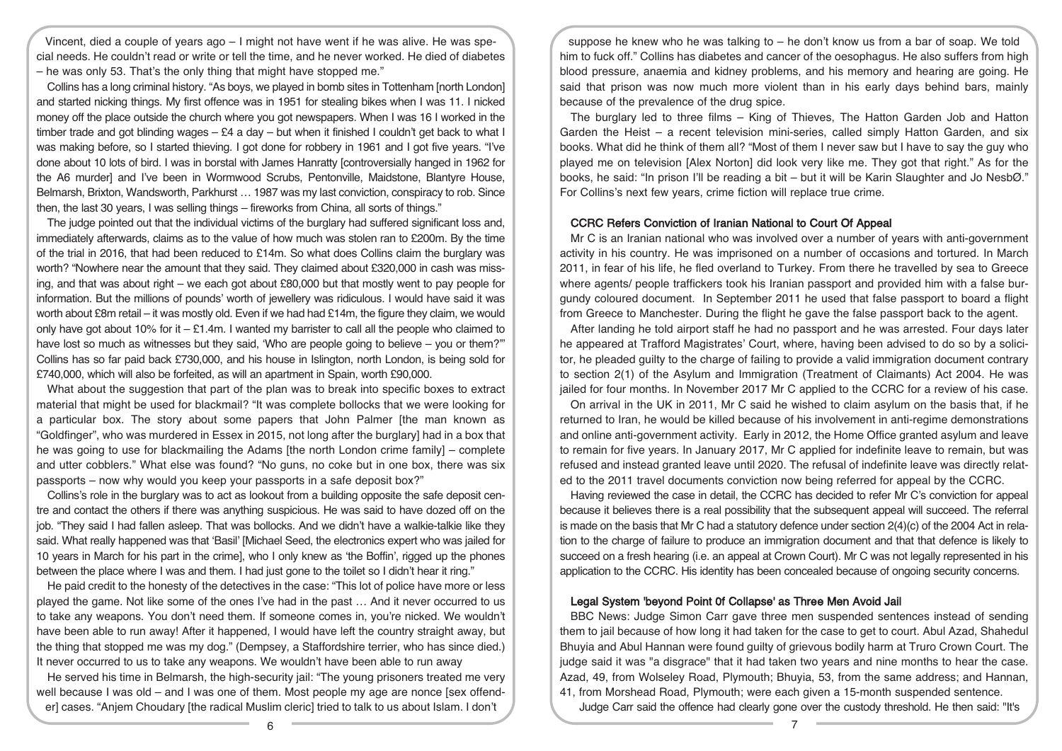Vincent, died a couple of years ago – I might not have went if he was alive. He was special needs. He couldn't read or write or tell the time, and he never worked. He died of diabetes – he was only 53. That's the only thing that might have stopped me."

Collins has a long criminal history. "As boys, we played in bomb sites in Tottenham [north London] and started nicking things. My first offence was in 1951 for stealing bikes when I was 11. I nicked money off the place outside the church where you got newspapers. When I was 16 I worked in the timber trade and got blinding wages – £4 a day – but when it finished I couldn't get back to what I was making before, so I started thieving. I got done for robbery in 1961 and I got five years. "I've done about 10 lots of bird. I was in borstal with James Hanratty [controversially hanged in 1962 for the A6 murder] and I've been in Wormwood Scrubs, Pentonville, Maidstone, Blantyre House, Belmarsh, Brixton, Wandsworth, Parkhurst … 1987 was my last conviction, conspiracy to rob. Since then, the last 30 years, I was selling things – fireworks from China, all sorts of things."

The judge pointed out that the individual victims of the burglary had suffered significant loss and, immediately afterwards, claims as to the value of how much was stolen ran to £200m. By the time of the trial in 2016, that had been reduced to £14m. So what does Collins claim the burglary was worth? "Nowhere near the amount that they said. They claimed about £320,000 in cash was missing, and that was about right – we each got about £80,000 but that mostly went to pay people for information. But the millions of pounds' worth of jewellery was ridiculous. I would have said it was worth about £8m retail – it was mostly old. Even if we had had £14m, the figure they claim, we would only have got about 10% for it – £1.4m. I wanted my barrister to call all the people who claimed to have lost so much as witnesses but they said, 'Who are people going to believe – you or them?'" Collins has so far paid back £730,000, and his house in Islington, north London, is being sold for £740,000, which will also be forfeited, as will an apartment in Spain, worth £90,000.

What about the suggestion that part of the plan was to break into specific boxes to extract material that might be used for blackmail? "It was complete bollocks that we were looking for a particular box. The story about some papers that John Palmer [the man known as "Goldfinger", who was murdered in Essex in 2015, not long after the burglary] had in a box that he was going to use for blackmailing the Adams [the north London crime family] – complete and utter cobblers." What else was found? "No guns, no coke but in one box, there was six passports – now why would you keep your passports in a safe deposit box?"

Collins's role in the burglary was to act as lookout from a building opposite the safe deposit centre and contact the others if there was anything suspicious. He was said to have dozed off on the job. "They said I had fallen asleep. That was bollocks. And we didn't have a walkie-talkie like they said. What really happened was that 'Basil' [Michael Seed, the electronics expert who was jailed for 10 years in March for his part in the crime], who I only knew as 'the Boffin', rigged up the phones between the place where I was and them. I had just gone to the toilet so I didn't hear it ring."

He paid credit to the honesty of the detectives in the case: "This lot of police have more or less played the game. Not like some of the ones I've had in the past … And it never occurred to us to take any weapons. You don't need them. If someone comes in, you're nicked. We wouldn't have been able to run away! After it happened, I would have left the country straight away, but the thing that stopped me was my dog." (Dempsey, a Staffordshire terrier, who has since died.) It never occurred to us to take any weapons. We wouldn't have been able to run away

He served his time in Belmarsh, the high-security jail: "The young prisoners treated me very well because I was old – and I was one of them. Most people my age are nonce [sex offender] cases. "Anjem Choudary [the radical Muslim cleric] tried to talk to us about Islam. I don't suppose he knew who he was talking to – he don't know us from a bar of soap. We told him to fuck off." Collins has diabetes and cancer of the oesophagus. He also suffers from high blood pressure, anaemia and kidney problems, and his memory and hearing are going. He said that prison was now much more violent than in his early days behind bars, mainly because of the prevalence of the drug spice.

The burglary led to three films – King of Thieves, The Hatton Garden Job and Hatton Garden the Heist – a recent television mini-series, called simply Hatton Garden, and six books. What did he think of them all? "Most of them I never saw but I have to say the guy who played me on television [Alex Norton] did look very like me. They got that right." As for the books, he said: "In prison I'll be reading a bit – but it will be Karin Slaughter and Jo NesbØ." For Collins's next few years, crime fiction will replace true crime.

### CCRC Refers Conviction of Iranian National to Court Of Appeal

Mr C is an Iranian national who was involved over a number of years with anti-government activity in his country. He was imprisoned on a number of occasions and tortured. In March 2011, in fear of his life, he fled overland to Turkey. From there he travelled by sea to Greece where agents/ people traffickers took his Iranian passport and provided him with a false burgundy coloured document. In September 2011 he used that false passport to board a flight from Greece to Manchester. During the flight he gave the false passport back to the agent.

After landing he told airport staff he had no passport and he was arrested. Four days later he appeared at Trafford Magistrates' Court, where, having been advised to do so by a solicitor, he pleaded guilty to the charge of failing to provide a valid immigration document contrary to section 2(1) of the Asylum and Immigration (Treatment of Claimants) Act 2004. He was jailed for four months. In November 2017 Mr C applied to the CCRC for a review of his case.

On arrival in the UK in 2011, Mr C said he wished to claim asylum on the basis that, if he returned to Iran, he would be killed because of his involvement in anti-regime demonstrations and online anti-government activity. Early in 2012, the Home Office granted asylum and leave to remain for five years. In January 2017, Mr C applied for indefinite leave to remain, but was refused and instead granted leave until 2020. The refusal of indefinite leave was directly related to the 2011 travel documents conviction now being referred for appeal by the CCRC.

Having reviewed the case in detail, the CCRC has decided to refer Mr C's conviction for appeal because it believes there is a real possibility that the subsequent appeal will succeed. The referral is made on the basis that Mr C had a statutory defence under section 2(4)(c) of the 2004 Act in relation to the charge of failure to produce an immigration document and that that defence is likely to succeed on a fresh hearing (i.e. an appeal at Crown Court). Mr C was not legally represented in his application to the CCRC. His identity has been concealed because of ongoing security concerns.

### Legal System 'beyond Point 0f Collapse' as Three Men Avoid Jail

BBC News: Judge Simon Carr gave three men suspended sentences instead of sending them to jail because of how long it had taken for the case to get to court. Abul Azad, Shahedul Bhuyia and Abul Hannan were found guilty of grievous bodily harm at Truro Crown Court. The judge said it was "a disgrace" that it had taken two years and nine months to hear the case. Azad, 49, from Wolseley Road, Plymouth; Bhuyia, 53, from the same address; and Hannan, 41, from Morshead Road, Plymouth; were each given a 15-month suspended sentence.

Judge Carr said the offence had clearly gone over the custody threshold. He then said: "It's